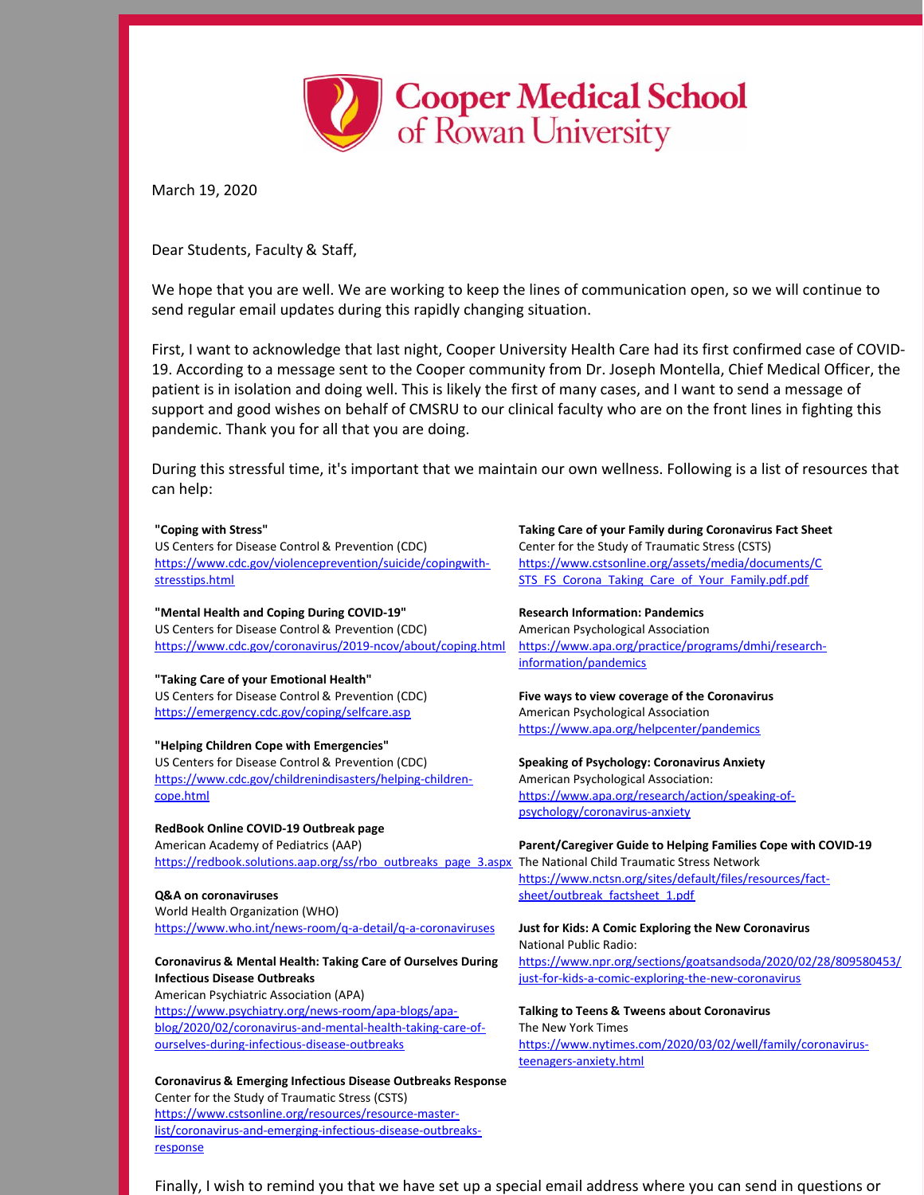# Cooper Medical School of Rowan University

March 19, 2020

Dear Students, Faculty & Staff,

We hope that you are well. We are working to keep the lines of communication open, so we will continue to send regular email updates during this rapidly changing situation.

First, I want to acknowledge that last night, Cooper University Health Care had its first confirmed case of COVID-19. According to a message sent to the Cooper community from Dr. Joseph Montella, Chief Medical Officer, the patient is in isolation and doing well. This is likely the first of many cases, and I want to send a message of support and good wishes on behalf of CMSRU to our clinical faculty who are on the front lines in fighting this pandemic. Thank you for all that you are doing.

During this stressful time, it's important that we maintain our own wellness. Following is a list of resources that can help:

**"Coping with Stress"**
US Centers for Disease Control & Prevention (CDC)
https://www.cdc.gov/violenceprevention/suicide/copingwith-stresstips.html

**"Mental Health and Coping During COVID-19"**
US Centers for Disease Control & Prevention (CDC)
https://www.cdc.gov/coronavirus/2019-ncov/about/coping.html

**"Taking Care of your Emotional Health"**
US Centers for Disease Control & Prevention (CDC)
https://emergency.cdc.gov/coping/selfcare.asp

**"Helping Children Cope with Emergencies"**
US Centers for Disease Control & Prevention (CDC)
https://www.cdc.gov/childrenindisasters/helping-children-cope.html

**RedBook Online COVID-19 Outbreak page**
American Academy of Pediatrics (AAP)
https://redbook.solutions.aap.org/ss/rbo_outbreaks_page_3.aspx

**Q&A on coronaviruses**
World Health Organization (WHO)
https://www.who.int/news-room/q-a-detail/q-a-coronaviruses

**Coronavirus & Mental Health: Taking Care of Ourselves During Infectious Disease Outbreaks**
American Psychiatric Association (APA)
https://www.psychiatry.org/news-room/apa-blogs/apa-blog/2020/02/coronavirus-and-mental-health-taking-care-of-ourselves-during-infectious-disease-outbreaks

**Coronavirus & Emerging Infectious Disease Outbreaks Response**
Center for the Study of Traumatic Stress (CSTS)
https://www.cstsonline.org/resources/resource-master-list/coronavirus-and-emerging-infectious-disease-outbreaks-response

**Taking Care of your Family during Coronavirus Fact Sheet**
Center for the Study of Traumatic Stress (CSTS)
https://www.cstsonline.org/assets/media/documents/CSTS_FS_Corona_Taking_Care_of_Your_Family.pdf.pdf

**Research Information: Pandemics**
American Psychological Association
https://www.apa.org/practice/programs/dmhi/research-information/pandemics

**Five ways to view coverage of the Coronavirus**
American Psychological Association
https://www.apa.org/helpcenter/pandemics

**Speaking of Psychology: Coronavirus Anxiety**
American Psychological Association:
https://www.apa.org/research/action/speaking-of-psychology/coronavirus-anxiety

**Parent/Caregiver Guide to Helping Families Cope with COVID-19**
The National Child Traumatic Stress Network
https://www.nctsn.org/sites/default/files/resources/fact-sheet/outbreak_factsheet_1.pdf

**Just for Kids: A Comic Exploring the New Coronavirus**
National Public Radio:
https://www.npr.org/sections/goatsandsoda/2020/02/28/809580453/just-for-kids-a-comic-exploring-the-new-coronavirus

**Talking to Teens & Tweens about Coronavirus**
The New York Times
https://www.nytimes.com/2020/03/02/well/family/coronavirus-teenagers-anxiety.html

Finally, I wish to remind you that we have set up a special email address where you can send in questions or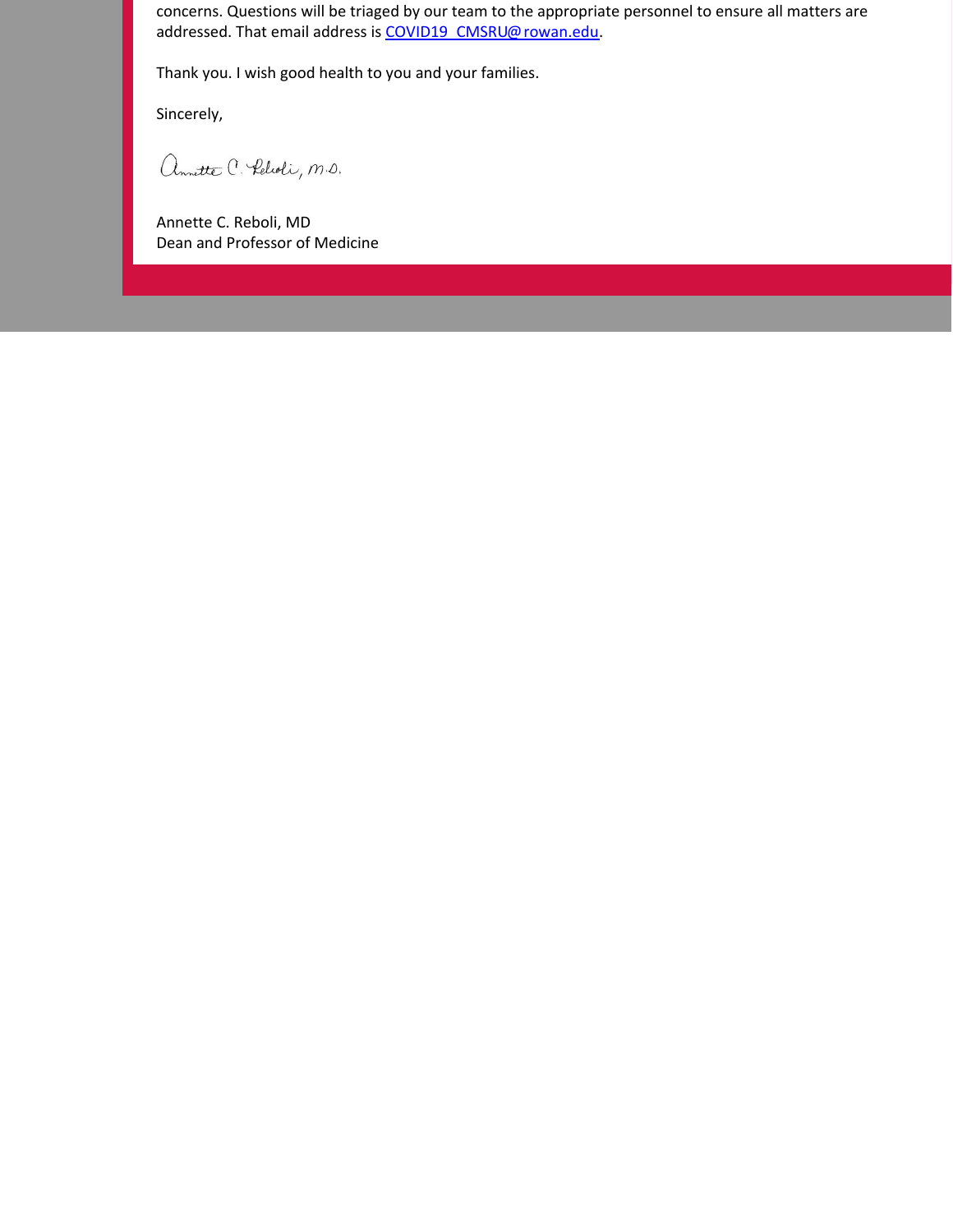concerns. Questions will be triaged by our team to the appropriate personnel to ensure all matters are addressed. That email address is COVID19_CMSRU@rowan.edu.

Thank you. I wish good health to you and your families.

Sincerely,

Annette C. Reboli, MD
Dean and Professor of Medicine